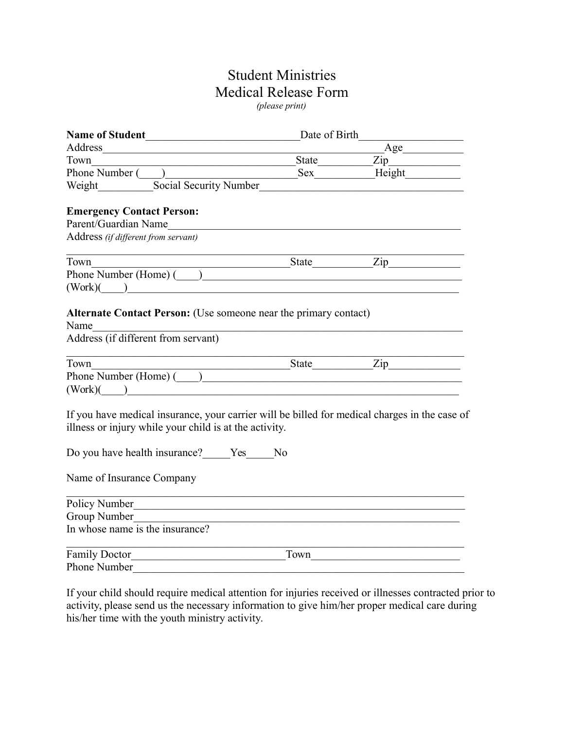# Student Ministries
# Medical Release Form

*(please print)*

**Name of Student**_____________________________Date of Birth__________________
Address_____________________________________________________Age__________
Town_____________________________________State_________Zip____________
Phone Number (____)______________________Sex__________Height__________
Weight_________Social Security Number___________________________________

**Emergency Contact Person:**
Parent/Guardian Name___________________________________________________
Address *(if different from servant)*
___________________________________________________________________________
Town____________________________________State__________Zip____________
Phone Number (Home) (____)__________________________________________________
(Work)(____)____________________________________________________________

**Alternate Contact Person:** (Use someone near the primary contact)
Name_______________________________________________________________________
Address (if different from servant)
___________________________________________________________________________
Town____________________________________State__________Zip____________
Phone Number (Home) (____)__________________________________________________
(Work)(____)____________________________________________________________

If you have medical insurance, your carrier will be billed for medical charges in the case of illness or injury while your child is at the activity.

Do you have health insurance?_____Yes_____No

Name of Insurance Company
___________________________________________________________________________
Policy Number_______________________________________________________________
Group Number_______________________________________________________________
In whose name is the insurance?
___________________________________________________________________________
Family Doctor____________________________Town___________________________
Phone Number_______________________________________________________________

If your child should require medical attention for injuries received or illnesses contracted prior to activity, please send us the necessary information to give him/her proper medical care during his/her time with the youth ministry activity.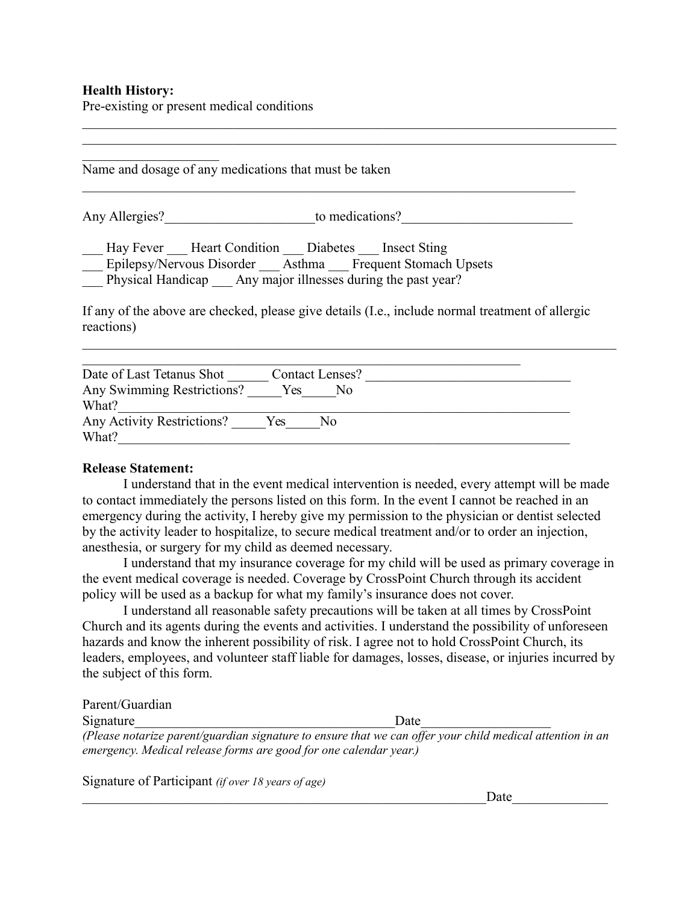**Health History:**
Pre-existing or present medical conditions

________________________________________________________________________________
________________________________________________________________________________
____________________

Name and dosage of any medications that must be taken

__________________________________________________________________________

Any Allergies?______________________to medications?_________________________

___ Hay Fever ___ Heart Condition ___ Diabetes ___ Insect Sting
___ Epilepsy/Nervous Disorder ___ Asthma ___ Frequent Stomach Upsets
___ Physical Handicap ___ Any major illnesses during the past year?

If any of the above are checked, please give details (I.e., include normal treatment of allergic reactions)

________________________________________________________________________________
__________________________________________________________________

Date of Last Tetanus Shot ______ Contact Lenses? ______________________________
Any Swimming Restrictions? _____Yes_____No
What?_________________________________________________________________________
Any Activity Restrictions? _____Yes_____No
What?_________________________________________________________________________

**Release Statement:**

I understand that in the event medical intervention is needed, every attempt will be made to contact immediately the persons listed on this form. In the event I cannot be reached in an emergency during the activity, I hereby give my permission to the physician or dentist selected by the activity leader to hospitalize, to secure medical treatment and/or to order an injection, anesthesia, or surgery for my child as deemed necessary.

I understand that my insurance coverage for my child will be used as primary coverage in the event medical coverage is needed. Coverage by CrossPoint Church through its accident policy will be used as a backup for what my family's insurance does not cover.

I understand all reasonable safety precautions will be taken at all times by CrossPoint Church and its agents during the events and activities. I understand the possibility of unforeseen hazards and know the inherent possibility of risk. I agree not to hold CrossPoint Church, its leaders, employees, and volunteer staff liable for damages, losses, disease, or injuries incurred by the subject of this form.

Parent/Guardian
Signature_____________________________________Date__________________
*(Please notarize parent/guardian signature to ensure that we can offer your child medical attention in an emergency. Medical release forms are good for one calendar year.)*

Signature of Participant *(if over 18 years of age)*
_____________________________________________________________Date______________